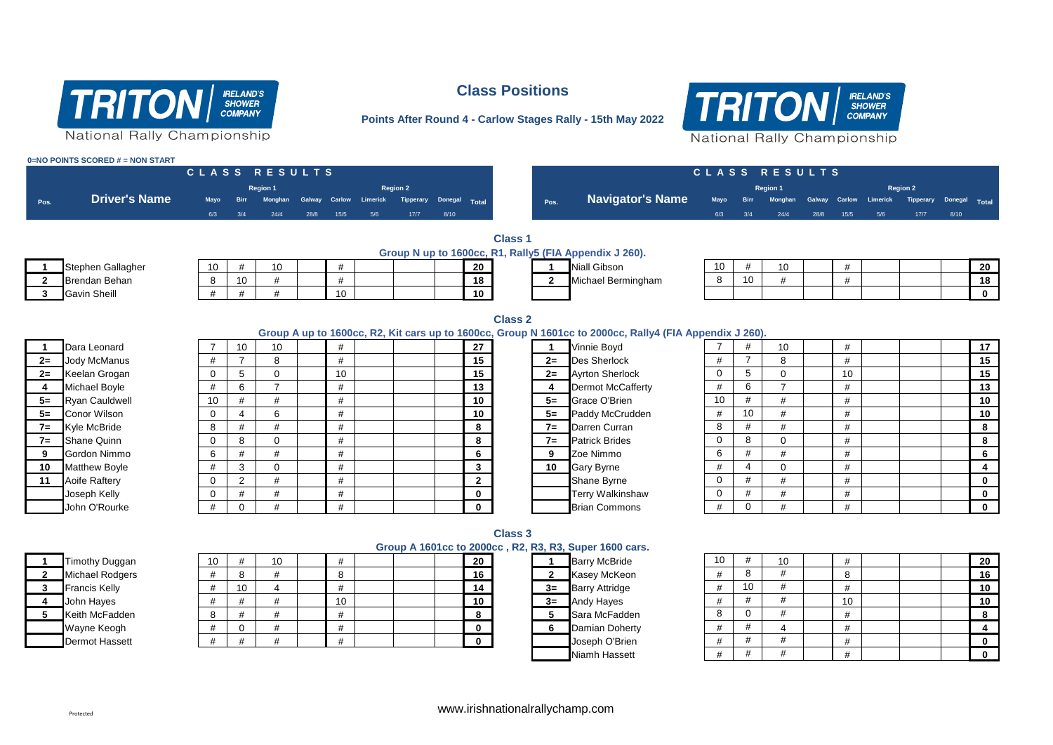TRITON | IRELAND'S SHOWER COMPANY
National Rally Championship

# Class Positions

**Points After Round 4 - Carlow Stages Rally - 15th May 2022**

0=NO POINTS SCORED # = NON START

## Class 1

**Group N up to 1600cc, R1, Rally5 (FIA Appendix J 260).**

| Pos. | Driver's Name | Mayo 6/3 | Birr 3/4 | Monghan 24/4 | Galway 28/8 | Carlow 15/5 | Limerick 5/6 | Tipperary 17/7 | Donegal 8/10 | Total |
|---|---|---|---|---|---|---|---|---|---|---|
| | | Region 1 | | | | | Region 2 | | | |
| 1 | Stephen Gallagher | 10 | # | 10 | | # | | | | 20 |
| 2 | Brendan Behan | 8 | 10 | # | | # | | | | 18 |
| 3 | Gavin Sheill | # | # | # | | 10 | | | | 10 |

| Pos. | Navigator's Name | Mayo 6/3 | Birr 3/4 | Monghan 24/4 | Galway 28/8 | Carlow 15/5 | Limerick 5/6 | Tipperary 17/7 | Donegal 8/10 | Total |
|---|---|---|---|---|---|---|---|---|---|---|
| | | Region 1 | | | | | Region 2 | | | |
| 1 | Niall Gibson | 10 | # | 10 | | # | | | | 20 |
| 2 | Michael Bermingham | 8 | 10 | # | | # | | | | 18 |
| | | | | | | | | | | 0 |

## Class 2

**Group A up to 1600cc, R2, Kit cars up to 1600cc, Group N 1601cc to 2000cc, Rally4 (FIA Appendix J 260).**

| Pos. | Driver's Name | Mayo 6/3 | Birr 3/4 | Monghan 24/4 | Galway 28/8 | Carlow 15/5 | Limerick 5/6 | Tipperary 17/7 | Donegal 8/10 | Total |
|---|---|---|---|---|---|---|---|---|---|---|
| 1 | Dara Leonard | 7 | 10 | 10 | | # | | | | 27 |
| 2= | Jody McManus | # | 7 | 8 | | # | | | | 15 |
| 2= | Keelan Grogan | 0 | 5 | 0 | | 10 | | | | 15 |
| 4 | Michael Boyle | # | 6 | 7 | | # | | | | 13 |
| 5= | Ryan Cauldwell | 10 | # | # | | # | | | | 10 |
| 5= | Conor Wilson | 0 | 4 | 6 | | # | | | | 10 |
| 7= | Kyle McBride | 8 | # | # | | # | | | | 8 |
| 7= | Shane Quinn | 0 | 8 | 0 | | # | | | | 8 |
| 9 | Gordon Nimmo | 6 | # | # | | # | | | | 6 |
| 10 | Matthew Boyle | # | 3 | 0 | | # | | | | 3 |
| 11 | Aoife Raftery | 0 | 2 | # | | # | | | | 2 |
| | Joseph Kelly | 0 | # | # | | # | | | | 0 |
| | John O'Rourke | # | 0 | # | | # | | | | 0 |

| Pos. | Navigator's Name | Mayo 6/3 | Birr 3/4 | Monghan 24/4 | Galway 28/8 | Carlow 15/5 | Limerick 5/6 | Tipperary 17/7 | Donegal 8/10 | Total |
|---|---|---|---|---|---|---|---|---|---|---|
| 1 | Vinnie Boyd | 7 | # | 10 | | # | | | | 17 |
| 2= | Des Sherlock | # | 7 | 8 | | # | | | | 15 |
| 2= | Ayrton Sherlock | 0 | 5 | 0 | | 10 | | | | 15 |
| 4 | Dermot McCafferty | # | 6 | 7 | | # | | | | 13 |
| 5= | Grace O'Brien | 10 | # | # | | # | | | | 10 |
| 5= | Paddy McCrudden | # | 10 | # | | # | | | | 10 |
| 7= | Darren Curran | 8 | # | # | | # | | | | 8 |
| 7= | Patrick Brides | 0 | 8 | 0 | | # | | | | 8 |
| 9 | Zoe Nimmo | 6 | # | # | | # | | | | 6 |
| 10 | Gary Byrne | # | 4 | 0 | | # | | | | 4 |
| | Shane Byrne | 0 | # | # | | # | | | | 0 |
| | Terry Walkinshaw | 0 | # | # | | # | | | | 0 |
| | Brian Commons | # | 0 | # | | # | | | | 0 |

## Class 3

**Group A 1601cc to 2000cc , R2, R3, R3, Super 1600 cars.**

| Pos. | Driver's Name | Mayo 6/3 | Birr 3/4 | Monghan 24/4 | Galway 28/8 | Carlow 15/5 | Limerick 5/6 | Tipperary 17/7 | Donegal 8/10 | Total |
|---|---|---|---|---|---|---|---|---|---|---|
| 1 | Timothy Duggan | 10 | # | 10 | | # | | | | 20 |
| 2 | Michael Rodgers | # | 8 | # | | 8 | | | | 16 |
| 3 | Francis Kelly | # | 10 | 4 | | # | | | | 14 |
| 4 | John Hayes | # | # | # | | 10 | | | | 10 |
| 5 | Keith McFadden | 8 | # | # | | # | | | | 8 |
| | Wayne Keogh | # | 0 | # | | # | | | | 0 |
| | Dermot Hassett | # | # | # | | # | | | | 0 |

| Pos. | Navigator's Name | Mayo 6/3 | Birr 3/4 | Monghan 24/4 | Galway 28/8 | Carlow 15/5 | Limerick 5/6 | Tipperary 17/7 | Donegal 8/10 | Total |
|---|---|---|---|---|---|---|---|---|---|---|
| 1 | Barry McBride | 10 | # | 10 | | # | | | | 20 |
| 2 | Kasey McKeon | # | 8 | # | | 8 | | | | 16 |
| 3= | Barry Attridge | # | 10 | # | | # | | | | 10 |
| 3= | Andy Hayes | # | # | # | | 10 | | | | 10 |
| 5 | Sara McFadden | 8 | 0 | # | | # | | | | 8 |
| 6 | Damian Doherty | # | # | 4 | | # | | | | 4 |
| | Joseph O'Brien | # | # | # | | # | | | | 0 |
| | Niamh Hassett | # | # | # | | # | | | | 0 |

www.irishnationalrallychamp.com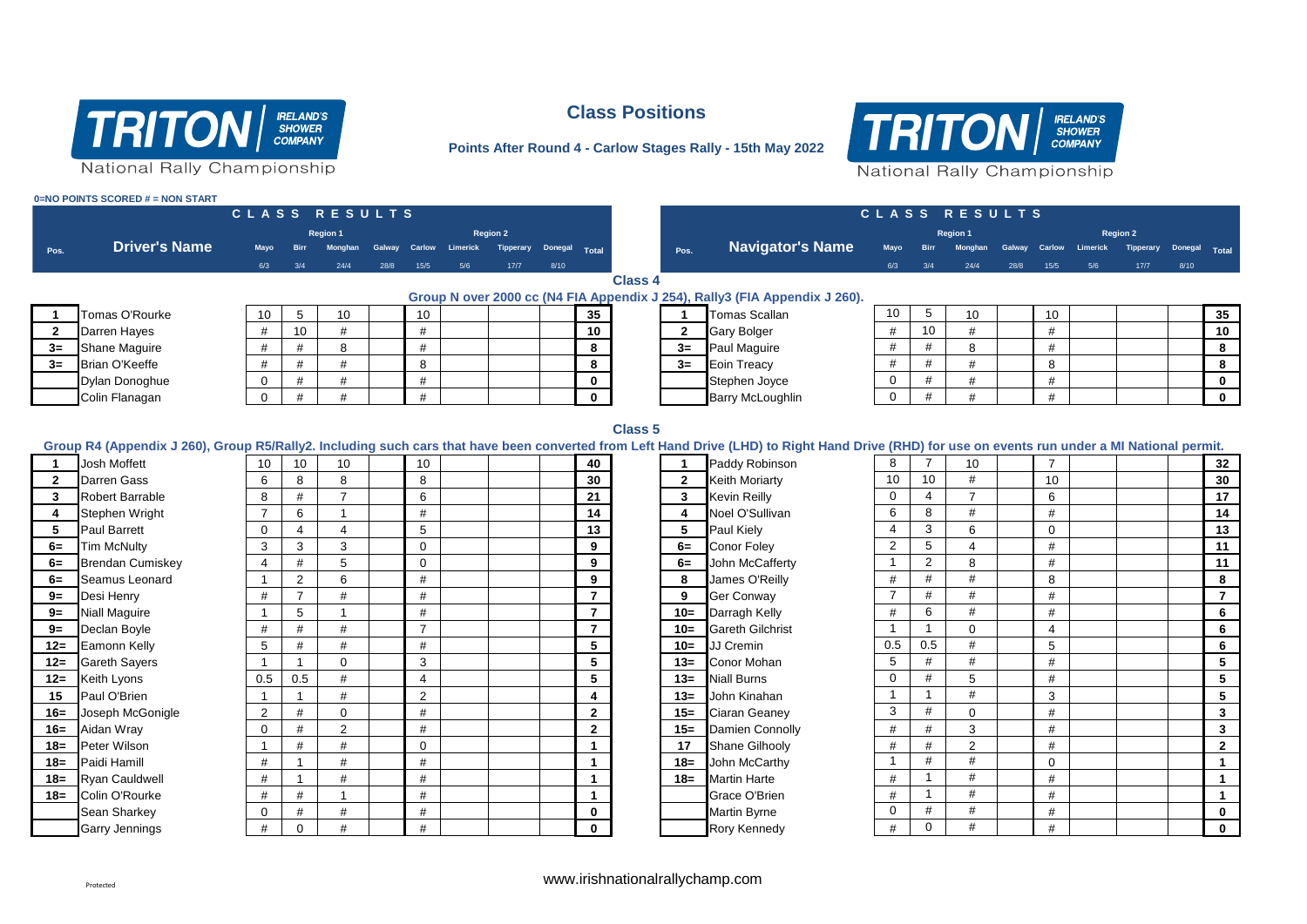# Class Positions

**Points After Round 4 - Carlow Stages Rally - 15th May 2022**

TRITON IRELAND'S SHOWER COMPANY National Rally Championship

**0=NO POINTS SCORED # = NON START**

## Class 4

**Group N over 2000 cc (N4 FIA Appendix J 254), Rally3 (FIA Appendix J 260).**

| Pos. | Driver's Name | Mayo 6/3 | Birr 3/4 | Monghan 24/4 | Galway 28/8 | Carlow 15/5 | Limerick 5/6 | Tipperary 17/7 | Donegal 8/10 | Total |
|---|---|---|---|---|---|---|---|---|---|---|
| 1 | Tomas O'Rourke | 10 | 5 | 10 | | 10 | | | | 35 |
| 2 | Darren Hayes | # | 10 | # | | # | | | | 10 |
| 3= | Shane Maguire | # | # | 8 | | # | | | | 8 |
| 3= | Brian O'Keeffe | # | # | # | | 8 | | | | 8 |
| | Dylan Donoghue | 0 | # | # | | # | | | | 0 |
| | Colin Flanagan | 0 | # | # | | # | | | | 0 |

| Pos. | Navigator's Name | Mayo 6/3 | Birr 3/4 | Monghan 24/4 | Galway 28/8 | Carlow 15/5 | Limerick 5/6 | Tipperary 17/7 | Donegal 8/10 | Total |
|---|---|---|---|---|---|---|---|---|---|---|
| 1 | Tomas Scallan | 10 | 5 | 10 | | 10 | | | | 35 |
| 2 | Gary Bolger | # | 10 | # | | # | | | | 10 |
| 3= | Paul Maguire | # | # | 8 | | # | | | | 8 |
| 3= | Eoin Treacy | # | # | # | | 8 | | | | 8 |
| | Stephen Joyce | 0 | # | # | | # | | | | 0 |
| | Barry McLoughlin | 0 | # | # | | # | | | | 0 |

## Class 5

**Group R4 (Appendix J 260), Group R5/Rally2. Including such cars that have been converted from Left Hand Drive (LHD) to Right Hand Drive (RHD) for use on events run under a MI National permit.**

| Pos. | Driver's Name | Mayo 6/3 | Birr 3/4 | Monghan 24/4 | Galway 28/8 | Carlow 15/5 | Limerick 5/6 | Tipperary 17/7 | Donegal 8/10 | Total |
|---|---|---|---|---|---|---|---|---|---|---|
| 1 | Josh Moffett | 10 | 10 | 10 | | 10 | | | | 40 |
| 2 | Darren Gass | 6 | 8 | 8 | | 8 | | | | 30 |
| 3 | Robert Barrable | 8 | # | 7 | | 6 | | | | 21 |
| 4 | Stephen Wright | 7 | 6 | 1 | | # | | | | 14 |
| 5 | Paul Barrett | 0 | 4 | 4 | | 5 | | | | 13 |
| 6= | Tim McNulty | 3 | 3 | 3 | | 0 | | | | 9 |
| 6= | Brendan Cumiskey | 4 | # | 5 | | 0 | | | | 9 |
| 6= | Seamus Leonard | 1 | 2 | 6 | | # | | | | 9 |
| 9= | Desi Henry | # | 7 | # | | # | | | | 7 |
| 9= | Niall Maguire | 1 | 5 | 1 | | # | | | | 7 |
| 9= | Declan Boyle | # | # | # | | 7 | | | | 7 |
| 12= | Eamonn Kelly | 5 | # | # | | # | | | | 5 |
| 12= | Gareth Sayers | 1 | 1 | 0 | | 3 | | | | 5 |
| 12= | Keith Lyons | 0.5 | 0.5 | # | | 4 | | | | 5 |
| 15 | Paul O'Brien | 1 | 1 | # | | 2 | | | | 4 |
| 16= | Joseph McGonigle | 2 | # | 0 | | # | | | | 2 |
| 16= | Aidan Wray | 0 | # | 2 | | # | | | | 2 |
| 18= | Peter Wilson | 1 | # | # | | 0 | | | | 1 |
| 18= | Paidi Hamill | # | 1 | # | | # | | | | 1 |
| 18= | Ryan Cauldwell | # | 1 | # | | # | | | | 1 |
| 18= | Colin O'Rourke | # | # | 1 | | # | | | | 1 |
| | Sean Sharkey | 0 | # | # | | # | | | | 0 |
| | Garry Jennings | # | 0 | # | | # | | | | 0 |

| Pos. | Navigator's Name | Mayo 6/3 | Birr 3/4 | Monghan 24/4 | Galway 28/8 | Carlow 15/5 | Limerick 5/6 | Tipperary 17/7 | Donegal 8/10 | Total |
|---|---|---|---|---|---|---|---|---|---|---|
| 1 | Paddy Robinson | 8 | 7 | 10 | | 7 | | | | 32 |
| 2 | Keith Moriarty | 10 | 10 | # | | 10 | | | | 30 |
| 3 | Kevin Reilly | 0 | 4 | 7 | | 6 | | | | 17 |
| 4 | Noel O'Sullivan | 6 | 8 | # | | # | | | | 14 |
| 5 | Paul Kiely | 4 | 3 | 6 | | 0 | | | | 13 |
| 6= | Conor Foley | 2 | 5 | 4 | | # | | | | 11 |
| 6= | John McCafferty | 1 | 2 | 8 | | # | | | | 11 |
| 8 | James O'Reilly | # | # | # | | 8 | | | | 8 |
| 9 | Ger Conway | 7 | # | # | | # | | | | 7 |
| 10= | Darragh Kelly | # | 6 | # | | # | | | | 6 |
| 10= | Gareth Gilchrist | 1 | 1 | 0 | | 4 | | | | 6 |
| 10= | JJ Cremin | 0.5 | 0.5 | # | | 5 | | | | 6 |
| 13= | Conor Mohan | 5 | # | # | | # | | | | 5 |
| 13= | Niall Burns | 0 | # | 5 | | # | | | | 5 |
| 13= | John Kinahan | 1 | 1 | # | | 3 | | | | 5 |
| 15= | Ciaran Geaney | 3 | # | 0 | | # | | | | 3 |
| 15= | Damien Connolly | # | # | 3 | | # | | | | 3 |
| 17 | Shane Gilhooly | # | # | 2 | | # | | | | 2 |
| 18= | John McCarthy | 1 | # | # | | 0 | | | | 1 |
| 18= | Martin Harte | # | 1 | # | | # | | | | 1 |
| | Grace O'Brien | # | 1 | # | | # | | | | 1 |
| | Martin Byrne | 0 | # | # | | # | | | | 0 |
| | Rory Kennedy | # | 0 | # | | # | | | | 0 |

www.irishnationalrallychamp.com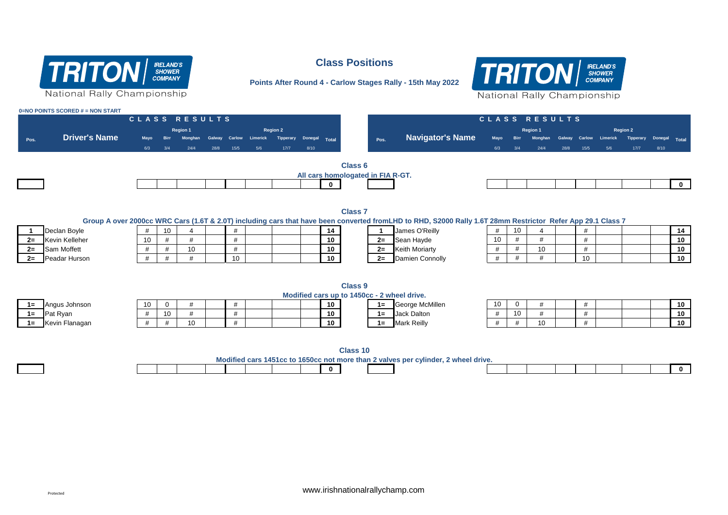# Class Positions

**Points After Round 4 - Carlow Stages Rally - 15th May 2022**

TRITON | IRELAND'S SHOWER COMPANY
National Rally Championship

**0=NO POINTS SCORED # = NON START**

## CLASS RESULTS

| Pos. | Driver's Name | Mayo 6/3 | Birr 3/4 | Monghan 24/4 | Galway 28/8 | Carlow 15/5 | Limerick 5/6 | Tipperary 17/7 | Donegal 8/10 | Total |
|---|---|---|---|---|---|---|---|---|---|---|
| | | Region 1 | | | | | Region 2 | | | |

| Pos. | Navigator's Name | Mayo 6/3 | Birr 3/4 | Monghan 24/4 | Galway 28/8 | Carlow 15/5 | Limerick 5/6 | Tipperary 17/7 | Donegal 8/10 | Total |
|---|---|---|---|---|---|---|---|---|---|---|
| | | Region 1 | | | | | Region 2 | | | |

### Class 6

**All cars homologated in FIA R-GT.**

| Pos. | Driver's Name | Mayo | Birr | Monghan | Galway | Carlow | Limerick | Tipperary | Donegal | Total |
|---|---|---|---|---|---|---|---|---|---|---|
| | | | | | | | | | | 0 |

| Pos. | Navigator's Name | Mayo | Birr | Monghan | Galway | Carlow | Limerick | Tipperary | Donegal | Total |
|---|---|---|---|---|---|---|---|---|---|---|
| | | | | | | | | | | 0 |

### Class 7

**Group A over 2000cc WRC Cars (1.6T & 2.0T) including cars that have been converted fromLHD to RHD, S2000 Rally 1.6T 28mm Restrictor Refer App 29.1 Class 7**

| Pos. | Driver's Name | Mayo | Birr | Monghan | Galway | Carlow | Limerick | Tipperary | Donegal | Total |
|---|---|---|---|---|---|---|---|---|---|---|
| 1 | Declan Boyle | # | 10 | 4 | | # | | | | 14 |
| 2= | Kevin Kelleher | 10 | # | # | | # | | | | 10 |
| 2= | Sam Moffett | # | # | 10 | | # | | | | 10 |
| 2= | Peadar Hurson | # | # | # | | 10 | | | | 10 |

| Pos. | Navigator's Name | Mayo | Birr | Monghan | Galway | Carlow | Limerick | Tipperary | Donegal | Total |
|---|---|---|---|---|---|---|---|---|---|---|
| 1 | James O'Reilly | # | 10 | 4 | | # | | | | 14 |
| 2= | Sean Hayde | 10 | # | # | | # | | | | 10 |
| 2= | Keith Moriarty | # | # | 10 | | # | | | | 10 |
| 2= | Damien Connolly | # | # | # | | 10 | | | | 10 |

### Class 9

**Modified cars up to 1450cc - 2 wheel drive.**

| Pos. | Driver's Name | Mayo | Birr | Monghan | Galway | Carlow | Limerick | Tipperary | Donegal | Total |
|---|---|---|---|---|---|---|---|---|---|---|
| 1= | Angus Johnson | 10 | 0 | # | | # | | | | 10 |
| 1= | Pat Ryan | # | 10 | # | | # | | | | 10 |
| 1= | Kevin Flanagan | # | # | 10 | | # | | | | 10 |

| Pos. | Navigator's Name | Mayo | Birr | Monghan | Galway | Carlow | Limerick | Tipperary | Donegal | Total |
|---|---|---|---|---|---|---|---|---|---|---|
| 1= | George McMillen | 10 | 0 | # | | # | | | | 10 |
| 1= | Jack Dalton | # | 10 | # | | # | | | | 10 |
| 1= | Mark Reilly | # | # | 10 | | # | | | | 10 |

### Class 10

**Modified cars 1451cc to 1650cc not more than 2 valves per cylinder, 2 wheel drive.**

| Pos. | Driver's Name | Mayo | Birr | Monghan | Galway | Carlow | Limerick | Tipperary | Donegal | Total |
|---|---|---|---|---|---|---|---|---|---|---|
| | | | | | | | | | | 0 |

| Pos. | Navigator's Name | Mayo | Birr | Monghan | Galway | Carlow | Limerick | Tipperary | Donegal | Total |
|---|---|---|---|---|---|---|---|---|---|---|
| | | | | | | | | | | 0 |

Protected

www.irishnationalrallychamp.com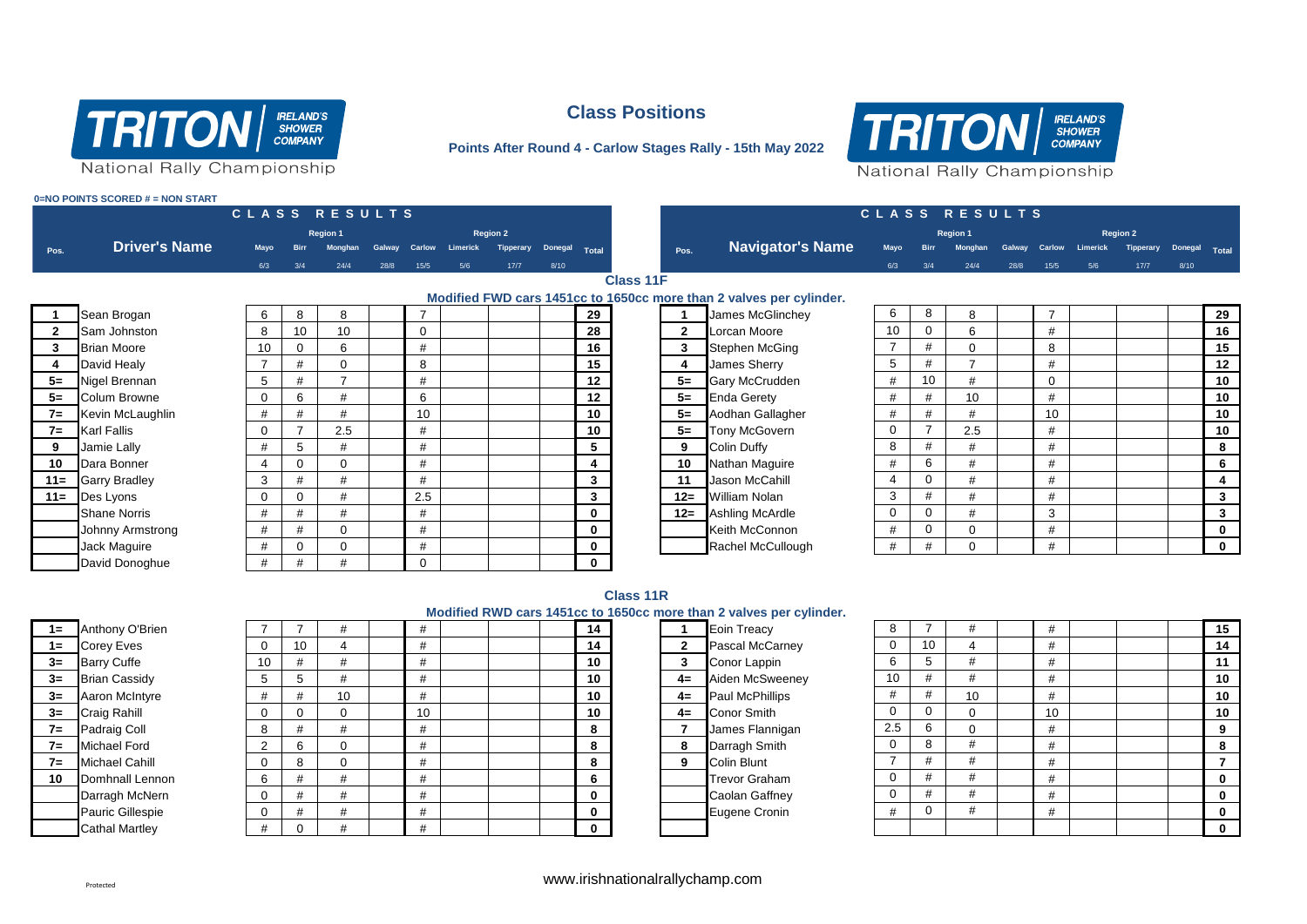# Class Positions

**Points After Round 4 - Carlow Stages Rally - 15th May 2022**

TRITON | IRELAND'S SHOWER COMPANY

National Rally Championship

0=NO POINTS SCORED # = NON START

## Class 11F

**Modified FWD cars 1451cc to 1650cc more than 2 valves per cylinder.**

| Pos. | Driver's Name | Mayo 6/3 | Birr 3/4 | Monghan 24/4 | Galway 28/8 | Carlow 15/5 | Limerick 5/6 | Tipperary 17/7 | Donegal 8/10 | Total |
|---|---|---|---|---|---|---|---|---|---|---|
| 1 | Sean Brogan | 6 | 8 | 8 | | 7 | | | | 29 |
| 2 | Sam Johnston | 8 | 10 | 10 | | 0 | | | | 28 |
| 3 | Brian Moore | 10 | 0 | 6 | | # | | | | 16 |
| 4 | David Healy | 7 | # | 0 | | 8 | | | | 15 |
| 5= | Nigel Brennan | 5 | # | 7 | | # | | | | 12 |
| 5= | Colum Browne | 0 | 6 | # | | 6 | | | | 12 |
| 7= | Kevin McLaughlin | # | # | # | | 10 | | | | 10 |
| 7= | Karl Fallis | 0 | 7 | 2.5 | | # | | | | 10 |
| 9 | Jamie Lally | # | 5 | # | | # | | | | 5 |
| 10 | Dara Bonner | 4 | 0 | 0 | | # | | | | 4 |
| 11= | Garry Bradley | 3 | # | # | | # | | | | 3 |
| 11= | Des Lyons | 0 | 0 | # | | 2.5 | | | | 3 |
| | Shane Norris | # | # | # | | # | | | | 0 |
| | Johnny Armstrong | # | # | 0 | | # | | | | 0 |
| | Jack Maguire | # | 0 | 0 | | # | | | | 0 |
| | David Donoghue | # | # | # | | 0 | | | | 0 |

| Pos. | Navigator's Name | Mayo 6/3 | Birr 3/4 | Monghan 24/4 | Galway 28/8 | Carlow 15/5 | Limerick 5/6 | Tipperary 17/7 | Donegal 8/10 | Total |
|---|---|---|---|---|---|---|---|---|---|---|
| 1 | James McGlinchey | 6 | 8 | 8 | | 7 | | | | 29 |
| 2 | Lorcan Moore | 10 | 0 | 6 | | # | | | | 16 |
| 3 | Stephen McGing | 7 | # | 0 | | 8 | | | | 15 |
| 4 | James Sherry | 5 | # | 7 | | # | | | | 12 |
| 5= | Gary McCrudden | # | 10 | # | | 0 | | | | 10 |
| 5= | Enda Gerety | # | # | 10 | | # | | | | 10 |
| 5= | Aodhan Gallagher | # | # | # | | 10 | | | | 10 |
| 5= | Tony McGovern | 0 | 7 | 2.5 | | # | | | | 10 |
| 9 | Colin Duffy | 8 | # | # | | # | | | | 8 |
| 10 | Nathan Maguire | # | 6 | # | | # | | | | 6 |
| 11 | Jason McCahill | 4 | 0 | # | | # | | | | 4 |
| 12= | William Nolan | 3 | # | # | | # | | | | 3 |
| 12= | Ashling McArdle | 0 | 0 | # | | 3 | | | | 3 |
| | Keith McConnon | # | 0 | 0 | | # | | | | 0 |
| | Rachel McCullough | # | # | 0 | | # | | | | 0 |

## Class 11R

**Modified RWD cars 1451cc to 1650cc more than 2 valves per cylinder.**

| Pos. | Driver's Name | Mayo 6/3 | Birr 3/4 | Monghan 24/4 | Galway 28/8 | Carlow 15/5 | Limerick 5/6 | Tipperary 17/7 | Donegal 8/10 | Total |
|---|---|---|---|---|---|---|---|---|---|---|
| 1= | Anthony O'Brien | 7 | 7 | # | | # | | | | 14 |
| 1= | Corey Eves | 0 | 10 | 4 | | # | | | | 14 |
| 3= | Barry Cuffe | 10 | # | # | | # | | | | 10 |
| 3= | Brian Cassidy | 5 | 5 | # | | # | | | | 10 |
| 3= | Aaron McIntyre | # | # | 10 | | # | | | | 10 |
| 3= | Craig Rahill | 0 | 0 | 0 | | 10 | | | | 10 |
| 7= | Padraig Coll | 8 | # | # | | # | | | | 8 |
| 7= | Michael Ford | 2 | 6 | 0 | | # | | | | 8 |
| 7= | Michael Cahill | 0 | 8 | 0 | | # | | | | 8 |
| 10 | Domhnall Lennon | 6 | # | # | | # | | | | 6 |
| | Darragh McNern | 0 | # | # | | # | | | | 0 |
| | Pauric Gillespie | 0 | # | # | | # | | | | 0 |
| | Cathal Martley | # | 0 | # | | # | | | | 0 |

| Pos. | Navigator's Name | Mayo 6/3 | Birr 3/4 | Monghan 24/4 | Galway 28/8 | Carlow 15/5 | Limerick 5/6 | Tipperary 17/7 | Donegal 8/10 | Total |
|---|---|---|---|---|---|---|---|---|---|---|
| 1 | Eoin Treacy | 8 | 7 | # | | # | | | | 15 |
| 2 | Pascal McCarney | 0 | 10 | 4 | | # | | | | 14 |
| 3 | Conor Lappin | 6 | 5 | # | | # | | | | 11 |
| 4= | Aiden McSweeney | 10 | # | # | | # | | | | 10 |
| 4= | Paul McPhillips | # | # | 10 | | # | | | | 10 |
| 4= | Conor Smith | 0 | 0 | 0 | | 10 | | | | 10 |
| 7 | James Flannigan | 2.5 | 6 | 0 | | # | | | | 9 |
| 8 | Darragh Smith | 0 | 8 | # | | # | | | | 8 |
| 9 | Colin Blunt | 7 | # | # | | # | | | | 7 |
| | Trevor Graham | 0 | # | # | | # | | | | 0 |
| | Caolan Gaffney | 0 | # | # | | # | | | | 0 |
| | Eugene Cronin | # | 0 | # | | # | | | | 0 |
| | | | | | | | | | | 0 |

www.irishnationalrallychamp.com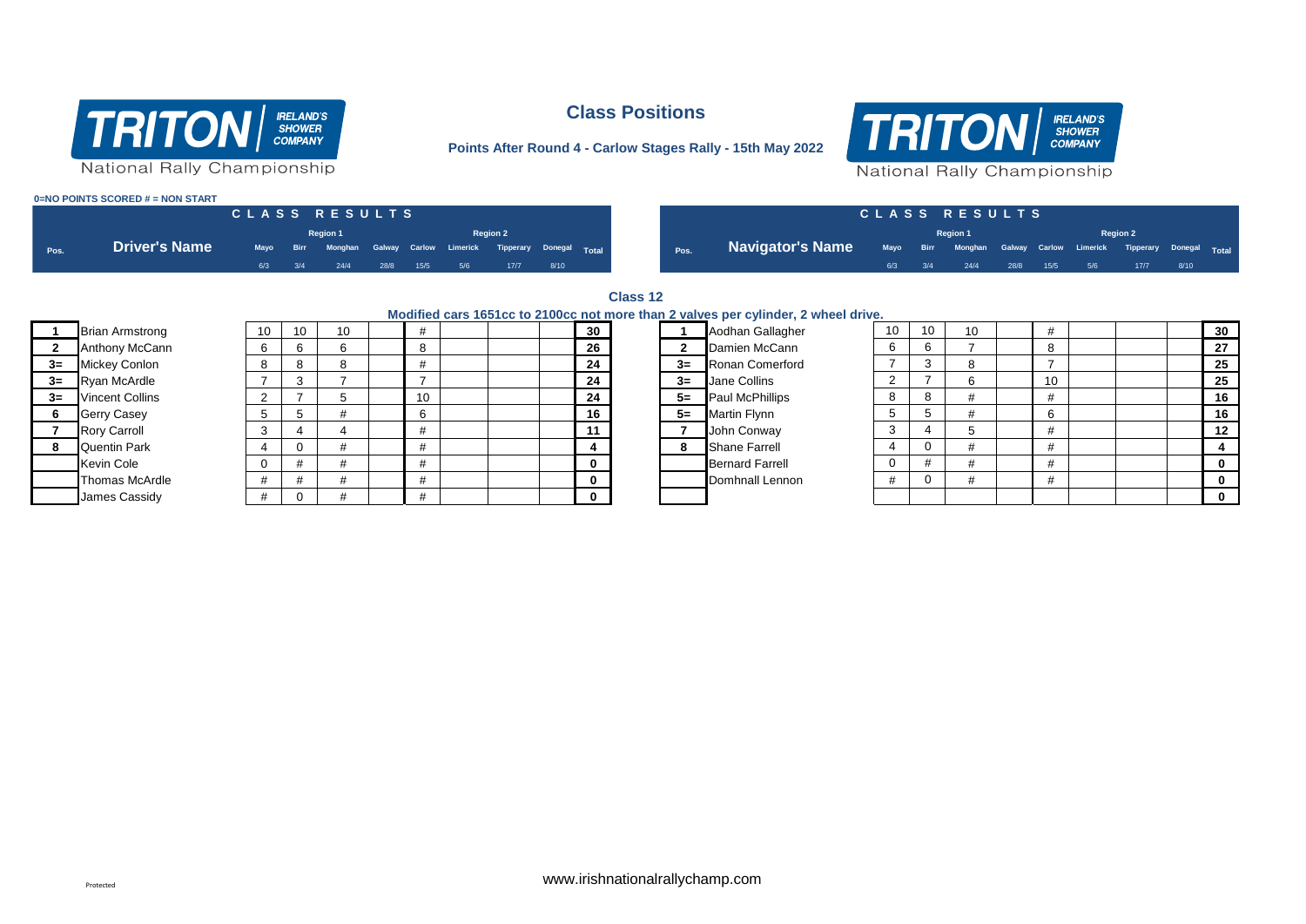## Class Positions

**Points After Round 4 - Carlow Stages Rally - 15th May 2022**

TRITON | IRELAND'S SHOWER COMPANY

National Rally Championship

**0=NO POINTS SCORED # = NON START**

### Class 12

**Modified cars 1651cc to 2100cc not more than 2 valves per cylinder, 2 wheel drive.**

| Pos. | Driver's Name | Mayo 6/3 | Birr 3/4 | Monghan 24/4 | Galway 28/8 | Carlow 15/5 | Limerick 5/6 | Tipperary 17/7 | Donegal 8/10 | Total |
|---|---|---|---|---|---|---|---|---|---|---|
| | | Region 1 | | | | | Region 2 | | | |
| 1 | Brian Armstrong | 10 | 10 | 10 | | # | | | | 30 |
| 2 | Anthony McCann | 6 | 6 | 6 | | 8 | | | | 26 |
| 3= | Mickey Conlon | 8 | 8 | 8 | | # | | | | 24 |
| 3= | Ryan McArdle | 7 | 3 | 7 | | 7 | | | | 24 |
| 3= | Vincent Collins | 2 | 7 | 5 | | 10 | | | | 24 |
| 6 | Gerry Casey | 5 | 5 | # | | 6 | | | | 16 |
| 7 | Rory Carroll | 3 | 4 | 4 | | # | | | | 11 |
| 8 | Quentin Park | 4 | 0 | # | | # | | | | 4 |
| | Kevin Cole | 0 | # | # | | # | | | | 0 |
| | Thomas McArdle | # | # | # | | # | | | | 0 |
| | James Cassidy | # | 0 | # | | # | | | | 0 |

| Pos. | Navigator's Name | Mayo 6/3 | Birr 3/4 | Monghan 24/4 | Galway 28/8 | Carlow 15/5 | Limerick 5/6 | Tipperary 17/7 | Donegal 8/10 | Total |
|---|---|---|---|---|---|---|---|---|---|---|
| | | Region 1 | | | | | Region 2 | | | |
| 1 | Aodhan Gallagher | 10 | 10 | 10 | | # | | | | 30 |
| 2 | Damien McCann | 6 | 6 | 7 | | 8 | | | | 27 |
| 3= | Ronan Comerford | 7 | 3 | 8 | | 7 | | | | 25 |
| 3= | Jane Collins | 2 | 7 | 6 | | 10 | | | | 25 |
| 5= | Paul McPhillips | 8 | 8 | # | | # | | | | 16 |
| 5= | Martin Flynn | 5 | 5 | # | | 6 | | | | 16 |
| 7 | John Conway | 3 | 4 | 5 | | # | | | | 12 |
| 8 | Shane Farrell | 4 | 0 | # | | # | | | | 4 |
| | Bernard Farrell | 0 | # | # | | # | | | | 0 |
| | Domhnall Lennon | # | 0 | # | | # | | | | 0 |
| | | | | | | | | | | 0 |

Protected

www.irishnationalrallychamp.com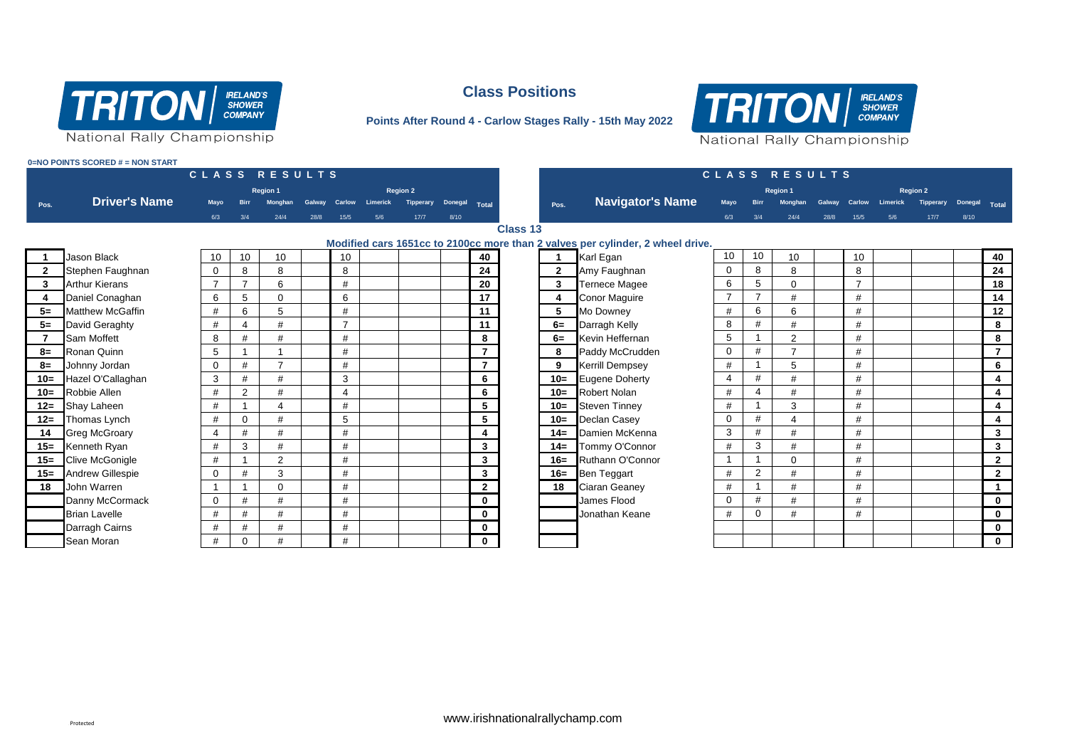TRITON IRELAND'S SHOWER COMPANY
National Rally Championship

# Class Positions

**Points After Round 4 - Carlow Stages Rally - 15th May 2022**

0=NO POINTS SCORED # = NON START

## Class 13

**Modified cars 1651cc to 2100cc more than 2 valves per cylinder, 2 wheel drive.**

CLASS RESULTS

| Pos. | Driver's Name | Mayo 6/3 | Birr 3/4 | Monghan 24/4 | Galway 28/8 | Carlow 15/5 | Limerick 5/6 | Tipperary 17/7 | Donegal 8/10 | Total |
|---|---|---|---|---|---|---|---|---|---|---|
| | | Region 1 | | | | | Region 2 | | | |
| 1 | Jason Black | 10 | 10 | 10 | | 10 | | | | 40 |
| 2 | Stephen Faughnan | 0 | 8 | 8 | | 8 | | | | 24 |
| 3 | Arthur Kierans | 7 | 7 | 6 | | # | | | | 20 |
| 4 | Daniel Conaghan | 6 | 5 | 0 | | 6 | | | | 17 |
| 5= | Matthew McGaffin | # | 6 | 5 | | # | | | | 11 |
| 5= | David Geraghty | # | 4 | # | | 7 | | | | 11 |
| 7 | Sam Moffett | 8 | # | # | | # | | | | 8 |
| 8= | Ronan Quinn | 5 | 1 | 1 | | # | | | | 7 |
| 8= | Johnny Jordan | 0 | # | 7 | | # | | | | 7 |
| 10= | Hazel O'Callaghan | 3 | # | # | | 3 | | | | 6 |
| 10= | Robbie Allen | # | 2 | # | | 4 | | | | 6 |
| 12= | Shay Laheen | # | 1 | 4 | | # | | | | 5 |
| 12= | Thomas Lynch | # | 0 | # | | 5 | | | | 5 |
| 14 | Greg McGroary | 4 | # | # | | # | | | | 4 |
| 15= | Kenneth Ryan | # | 3 | # | | # | | | | 3 |
| 15= | Clive McGonigle | # | 1 | 2 | | # | | | | 3 |
| 15= | Andrew Gillespie | 0 | # | 3 | | # | | | | 3 |
| 18 | John Warren | 1 | 1 | 0 | | # | | | | 2 |
| | Danny McCormack | 0 | # | # | | # | | | | 0 |
| | Brian Lavelle | # | # | # | | # | | | | 0 |
| | Darragh Cairns | # | # | # | | # | | | | 0 |
| | Sean Moran | # | 0 | # | | # | | | | 0 |

CLASS RESULTS

| Pos. | Navigator's Name | Mayo 6/3 | Birr 3/4 | Monghan 24/4 | Galway 28/8 | Carlow 15/5 | Limerick 5/6 | Tipperary 17/7 | Donegal 8/10 | Total |
|---|---|---|---|---|---|---|---|---|---|---|
| | | Region 1 | | | | | Region 2 | | | |
| 1 | Karl Egan | 10 | 10 | 10 | | 10 | | | | 40 |
| 2 | Amy Faughnan | 0 | 8 | 8 | | 8 | | | | 24 |
| 3 | Ternece Magee | 6 | 5 | 0 | | 7 | | | | 18 |
| 4 | Conor Maguire | 7 | 7 | # | | # | | | | 14 |
| 5 | Mo Downey | # | 6 | 6 | | # | | | | 12 |
| 6= | Darragh Kelly | 8 | # | # | | # | | | | 8 |
| 6= | Kevin Heffernan | 5 | 1 | 2 | | # | | | | 8 |
| 8 | Paddy McCrudden | 0 | # | 7 | | # | | | | 7 |
| 9 | Kerrill Dempsey | # | 1 | 5 | | # | | | | 6 |
| 10= | Eugene Doherty | 4 | # | # | | # | | | | 4 |
| 10= | Robert Nolan | # | 4 | # | | # | | | | 4 |
| 10= | Steven Tinney | # | 1 | 3 | | # | | | | 4 |
| 10= | Declan Casey | 0 | # | 4 | | # | | | | 4 |
| 14= | Damien McKenna | 3 | # | # | | # | | | | 3 |
| 14= | Tommy O'Connor | # | 3 | # | | # | | | | 3 |
| 16= | Ruthann O'Connor | 1 | 1 | 0 | | # | | | | 2 |
| 16= | Ben Teggart | # | 2 | # | | # | | | | 2 |
| 18 | Ciaran Geaney | # | 1 | # | | # | | | | 1 |
| | James Flood | 0 | # | # | | # | | | | 0 |
| | Jonathan Keane | # | 0 | # | | # | | | | 0 |
| | | | | | | | | | | 0 |
| | | | | | | | | | | 0 |

www.irishnationalrallychamp.com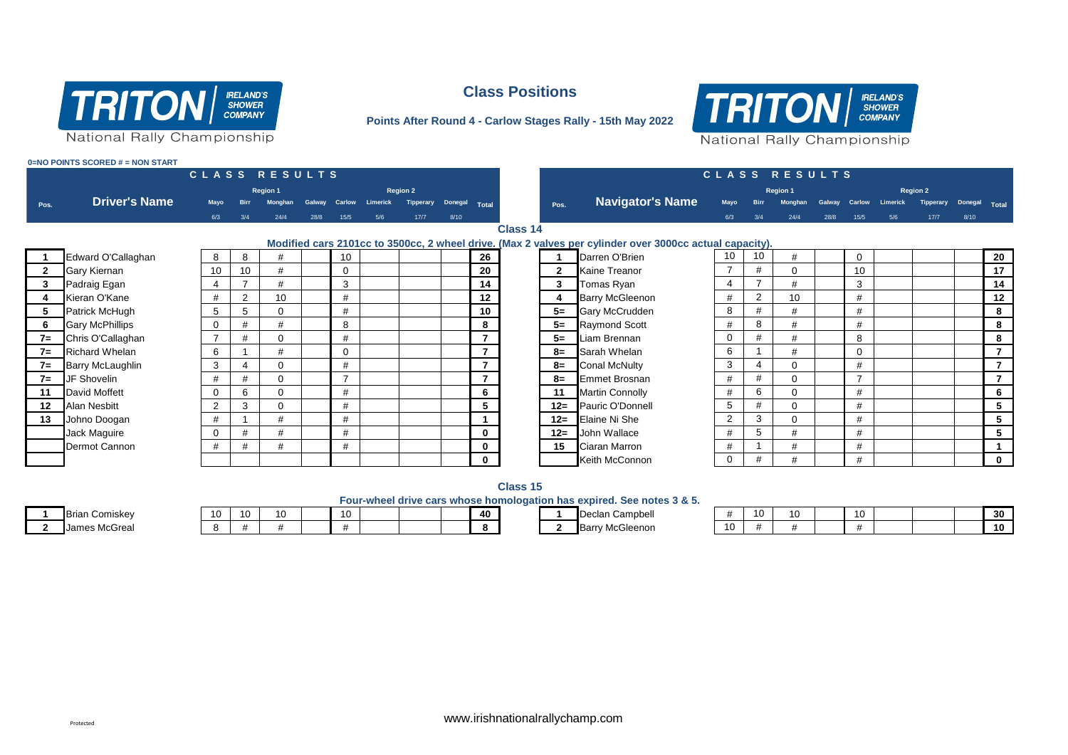# Class Positions

**Points After Round 4 - Carlow Stages Rally - 15th May 2022**

TRITON IRELAND'S SHOWER COMPANY National Rally Championship

0=NO POINTS SCORED # = NON START

## Class 14

**Modified cars 2101cc to 3500cc, 2 wheel drive. (Max 2 valves per cylinder over 3000cc actual capacity).**

| Pos. | Driver's Name | Mayo 6/3 | Birr 3/4 | Monghan 24/4 | Galway 28/8 | Carlow 15/5 | Limerick 5/6 | Tipperary 17/7 | Donegal 8/10 | Total |
|---|---|---|---|---|---|---|---|---|---|---|
| 1 | Edward O'Callaghan | 8 | 8 | # | | 10 | | | | 26 |
| 2 | Gary Kiernan | 10 | 10 | # | | 0 | | | | 20 |
| 3 | Padraig Egan | 4 | 7 | # | | 3 | | | | 14 |
| 4 | Kieran O'Kane | # | 2 | 10 | | # | | | | 12 |
| 5 | Patrick McHugh | 5 | 5 | 0 | | # | | | | 10 |
| 6 | Gary McPhillips | 0 | # | # | | 8 | | | | 8 |
| 7= | Chris O'Callaghan | 7 | # | 0 | | # | | | | 7 |
| 7= | Richard Whelan | 6 | 1 | # | | 0 | | | | 7 |
| 7= | Barry McLaughlin | 3 | 4 | 0 | | # | | | | 7 |
| 7= | JF Shovelin | # | # | 0 | | 7 | | | | 7 |
| 11 | David Moffett | 0 | 6 | 0 | | # | | | | 6 |
| 12 | Alan Nesbitt | 2 | 3 | 0 | | # | | | | 5 |
| 13 | Johno Doogan | # | 1 | # | | # | | | | 1 |
| | Jack Maguire | 0 | # | # | | # | | | | 0 |
| | Dermot Cannon | # | # | # | | # | | | | 0 |
| | | | | | | | | | | 0 |

| Pos. | Navigator's Name | Mayo 6/3 | Birr 3/4 | Monghan 24/4 | Galway 28/8 | Carlow 15/5 | Limerick 5/6 | Tipperary 17/7 | Donegal 8/10 | Total |
|---|---|---|---|---|---|---|---|---|---|---|
| 1 | Darren O'Brien | 10 | 10 | # | | 0 | | | | 20 |
| 2 | Kaine Treanor | 7 | # | 0 | | 10 | | | | 17 |
| 3 | Tomas Ryan | 4 | 7 | # | | 3 | | | | 14 |
| 4 | Barry McGleenon | # | 2 | 10 | | # | | | | 12 |
| 5= | Gary McCrudden | 8 | # | # | | # | | | | 8 |
| 5= | Raymond Scott | # | 8 | # | | # | | | | 8 |
| 5= | Liam Brennan | 0 | # | # | | 8 | | | | 8 |
| 8= | Sarah Whelan | 6 | 1 | # | | 0 | | | | 7 |
| 8= | Conal McNulty | 3 | 4 | 0 | | # | | | | 7 |
| 8= | Emmet Brosnan | # | # | 0 | | 7 | | | | 7 |
| 11 | Martin Connolly | # | 6 | 0 | | # | | | | 6 |
| 12= | Pauric O'Donnell | 5 | # | 0 | | # | | | | 5 |
| 12= | Elaine Ni She | 2 | 3 | 0 | | # | | | | 5 |
| 12= | John Wallace | # | 5 | # | | # | | | | 5 |
| 15 | Ciaran Marron | # | 1 | # | | # | | | | 1 |
| | Keith McConnon | 0 | # | # | | # | | | | 0 |

## Class 15

**Four-wheel drive cars whose homologation has expired. See notes 3 & 5.**

| Pos. | Driver's Name | Mayo 6/3 | Birr 3/4 | Monghan 24/4 | Galway 28/8 | Carlow 15/5 | Limerick 5/6 | Tipperary 17/7 | Donegal 8/10 | Total |
|---|---|---|---|---|---|---|---|---|---|---|
| 1 | Brian Comiskey | 10 | 10 | 10 | | 10 | | | | 40 |
| 2 | James McGreal | 8 | # | # | | # | | | | 8 |

| Pos. | Navigator's Name | Mayo 6/3 | Birr 3/4 | Monghan 24/4 | Galway 28/8 | Carlow 15/5 | Limerick 5/6 | Tipperary 17/7 | Donegal 8/10 | Total |
|---|---|---|---|---|---|---|---|---|---|---|
| 1 | Declan Campbell | # | 10 | 10 | | 10 | | | | 30 |
| 2 | Barry McGleenon | 10 | # | # | | # | | | | 10 |

Protected

www.irishnationalrallychamp.com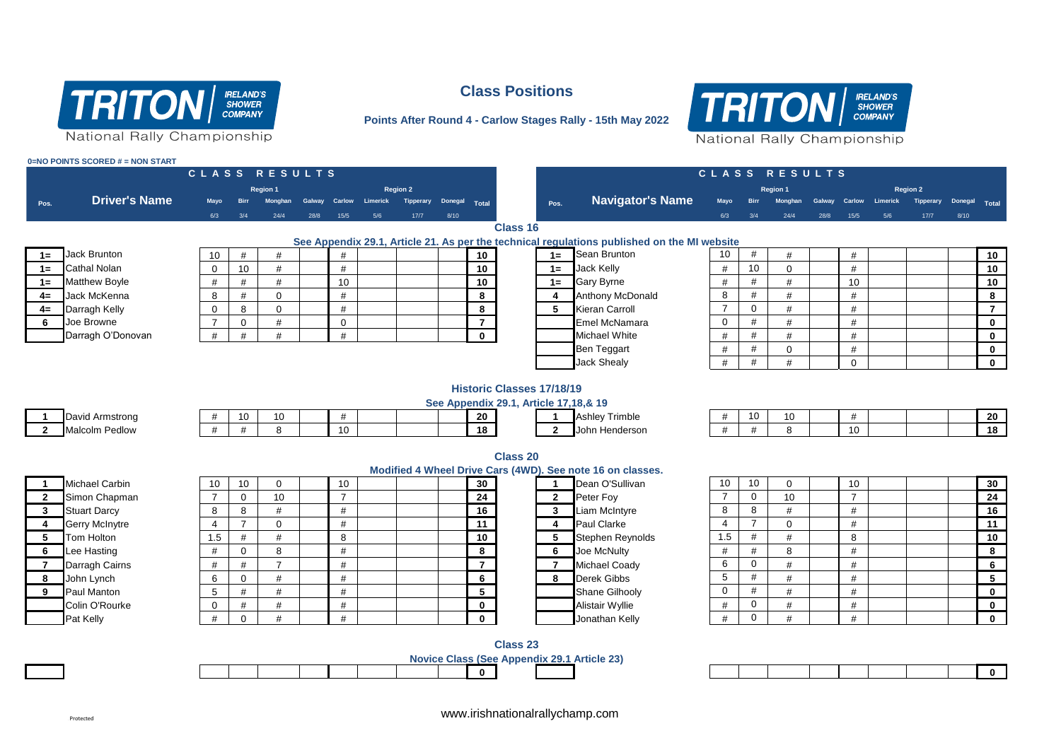# Class Positions

**Points After Round 4 - Carlow Stages Rally - 15th May 2022**

TRITON | IRELAND'S SHOWER COMPANY — National Rally Championship

**0=NO POINTS SCORED # = NON START**

## CLASS RESULTS

| Pos. | Driver's Name | Mayo 6/3 | Birr 3/4 | Monghan 24/4 | Galway 28/8 | Carlow 15/5 | Limerick 5/6 | Tipperary 17/7 | Donegal 8/10 | Total |
|---|---|---|---|---|---|---|---|---|---|---|
| | | Region 1 | | | | | Region 2 | | | |

### Class 16

**See Appendix 29.1, Article 21. As per the technical regulations published on the MI website**

| Pos. | Driver's Name | Mayo | Birr | Monghan | Galway | Carlow | Limerick | Tipperary | Donegal | Total |
|---|---|---|---|---|---|---|---|---|---|---|
| 1= | Jack Brunton | 10 | # | # | | # | | | | 10 |
| 1= | Cathal Nolan | 0 | 10 | # | | # | | | | 10 |
| 1= | Matthew Boyle | # | # | # | | 10 | | | | 10 |
| 4= | Jack McKenna | 8 | # | 0 | | # | | | | 8 |
| 4= | Darragh Kelly | 0 | 8 | 0 | | # | | | | 8 |
| 6 | Joe Browne | 7 | 0 | # | | 0 | | | | 7 |
| | Darragh O'Donovan | # | # | # | | # | | | | 0 |

| Pos. | Navigator's Name | Mayo | Birr | Monghan | Galway | Carlow | Limerick | Tipperary | Donegal | Total |
|---|---|---|---|---|---|---|---|---|---|---|
| 1= | Sean Brunton | 10 | # | # | | # | | | | 10 |
| 1= | Jack Kelly | # | 10 | 0 | | # | | | | 10 |
| 1= | Gary Byrne | # | # | # | | 10 | | | | 10 |
| 4 | Anthony McDonald | 8 | # | # | | # | | | | 8 |
| 5 | Kieran Carroll | 7 | 0 | # | | # | | | | 7 |
| | Emel McNamara | 0 | # | # | | # | | | | 0 |
| | Michael White | # | # | # | | # | | | | 0 |
| | Ben Teggart | # | # | 0 | | # | | | | 0 |
| | Jack Shealy | # | # | # | | 0 | | | | 0 |

### Historic Classes 17/18/19

**See Appendix 29.1, Article 17,18,& 19**

| Pos. | Driver's Name | Mayo | Birr | Monghan | Galway | Carlow | Limerick | Tipperary | Donegal | Total |
|---|---|---|---|---|---|---|---|---|---|---|
| 1 | David Armstrong | # | 10 | 10 | | # | | | | 20 |
| 2 | Malcolm Pedlow | # | # | 8 | | 10 | | | | 18 |

| Pos. | Navigator's Name | Mayo | Birr | Monghan | Galway | Carlow | Limerick | Tipperary | Donegal | Total |
|---|---|---|---|---|---|---|---|---|---|---|
| 1 | Ashley Trimble | # | 10 | 10 | | # | | | | 20 |
| 2 | John Henderson | # | # | 8 | | 10 | | | | 18 |

### Class 20

**Modified 4 Wheel Drive Cars (4WD). See note 16 on classes.**

| Pos. | Driver's Name | Mayo | Birr | Monghan | Galway | Carlow | Limerick | Tipperary | Donegal | Total |
|---|---|---|---|---|---|---|---|---|---|---|
| 1 | Michael Carbin | 10 | 10 | 0 | | 10 | | | | 30 |
| 2 | Simon Chapman | 7 | 0 | 10 | | 7 | | | | 24 |
| 3 | Stuart Darcy | 8 | 8 | # | | # | | | | 16 |
| 4 | Gerry McIntyre | 4 | 7 | 0 | | # | | | | 11 |
| 5 | Tom Holton | 1.5 | # | # | | 8 | | | | 10 |
| 6 | Lee Hasting | # | 0 | 8 | | # | | | | 8 |
| 7 | Darragh Cairns | # | # | 7 | | # | | | | 7 |
| 8 | John Lynch | 6 | 0 | # | | # | | | | 6 |
| 9 | Paul Manton | 5 | # | # | | # | | | | 5 |
| | Colin O'Rourke | 0 | # | # | | # | | | | 0 |
| | Pat Kelly | # | 0 | # | | # | | | | 0 |

| Pos. | Navigator's Name | Mayo | Birr | Monghan | Galway | Carlow | Limerick | Tipperary | Donegal | Total |
|---|---|---|---|---|---|---|---|---|---|---|
| 1 | Dean O'Sullivan | 10 | 10 | 0 | | 10 | | | | 30 |
| 2 | Peter Foy | 7 | 0 | 10 | | 7 | | | | 24 |
| 3 | Liam McIntyre | 8 | 8 | # | | # | | | | 16 |
| 4 | Paul Clarke | 4 | 7 | 0 | | # | | | | 11 |
| 5 | Stephen Reynolds | 1.5 | # | # | | 8 | | | | 10 |
| 6 | Joe McNulty | # | # | 8 | | # | | | | 8 |
| 7 | Michael Coady | 6 | 0 | # | | # | | | | 6 |
| 8 | Derek Gibbs | 5 | # | # | | # | | | | 5 |
| | Shane Gilhooly | 0 | # | # | | # | | | | 0 |
| | Alistair Wyllie | # | 0 | # | | # | | | | 0 |
| | Jonathan Kelly | # | 0 | # | | # | | | | 0 |

### Class 23

**Novice Class (See Appendix 29.1 Article 23)**

| Pos. | Driver's Name | Mayo | Birr | Monghan | Galway | Carlow | Limerick | Tipperary | Donegal | Total |
|---|---|---|---|---|---|---|---|---|---|---|
| | | | | | | | | | | 0 |

| Pos. | Navigator's Name | Mayo | Birr | Monghan | Galway | Carlow | Limerick | Tipperary | Donegal | Total |
|---|---|---|---|---|---|---|---|---|---|---|
| | | | | | | | | | | 0 |

www.irishnationalrallychamp.com